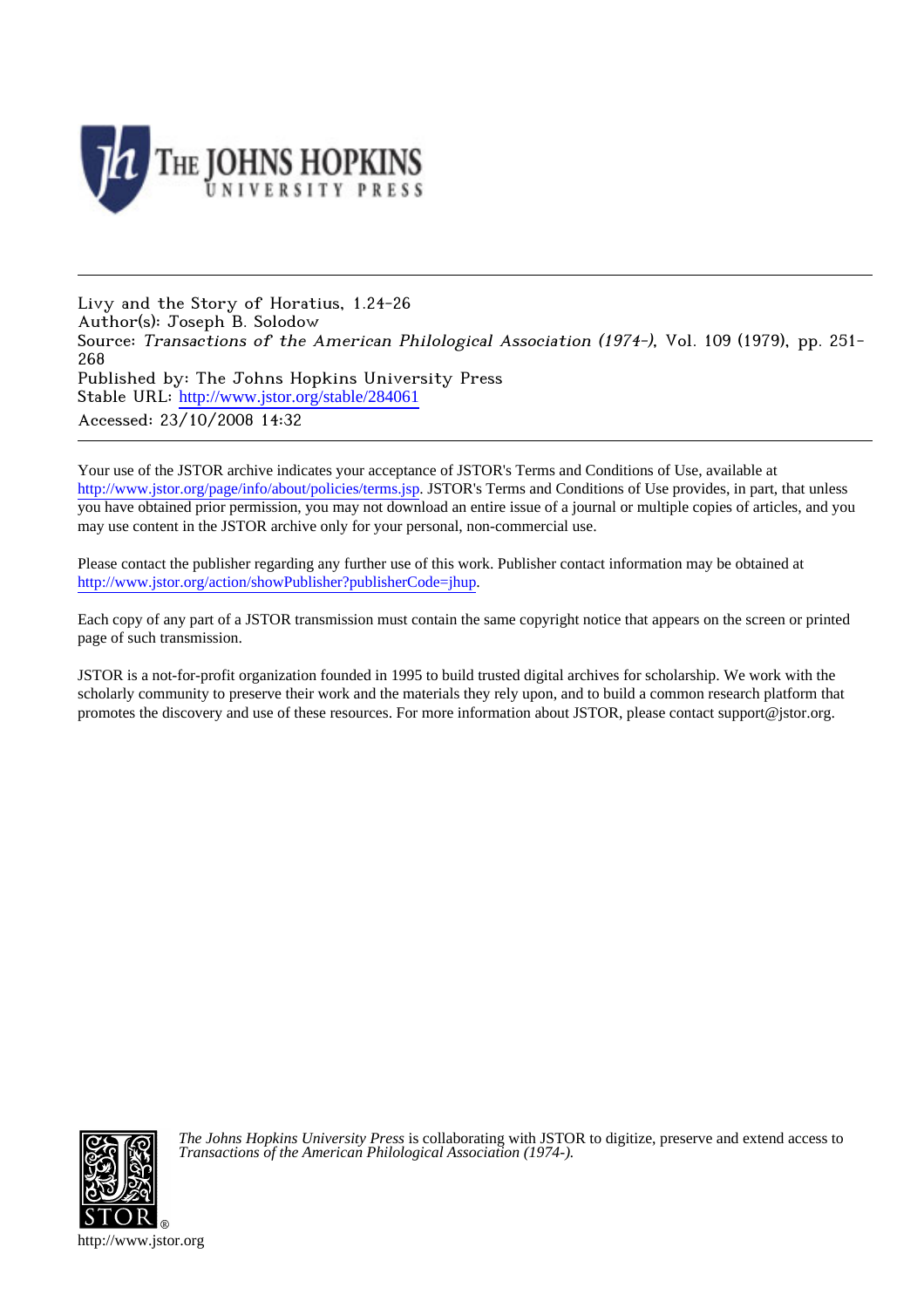Livy and the Story of Horatius, 1.24-26
Author(s): Joseph B. Solodow
Source: *Transactions of the American Philological Association (1974-)*, Vol. 109 (1979), pp. 251-268
Published by: The Johns Hopkins University Press
Stable URL: http://www.jstor.org/stable/284061
Accessed: 23/10/2008 14:32

Your use of the JSTOR archive indicates your acceptance of JSTOR's Terms and Conditions of Use, available at http://www.jstor.org/page/info/about/policies/terms.jsp. JSTOR's Terms and Conditions of Use provides, in part, that unless you have obtained prior permission, you may not download an entire issue of a journal or multiple copies of articles, and you may use content in the JSTOR archive only for your personal, non-commercial use.

Please contact the publisher regarding any further use of this work. Publisher contact information may be obtained at http://www.jstor.org/action/showPublisher?publisherCode=jhup.

Each copy of any part of a JSTOR transmission must contain the same copyright notice that appears on the screen or printed page of such transmission.

JSTOR is a not-for-profit organization founded in 1995 to build trusted digital archives for scholarship. We work with the scholarly community to preserve their work and the materials they rely upon, and to build a common research platform that promotes the discovery and use of these resources. For more information about JSTOR, please contact support@jstor.org.

*The Johns Hopkins University Press* is collaborating with JSTOR to digitize, preserve and extend access to *Transactions of the American Philological Association (1974-).*

http://www.jstor.org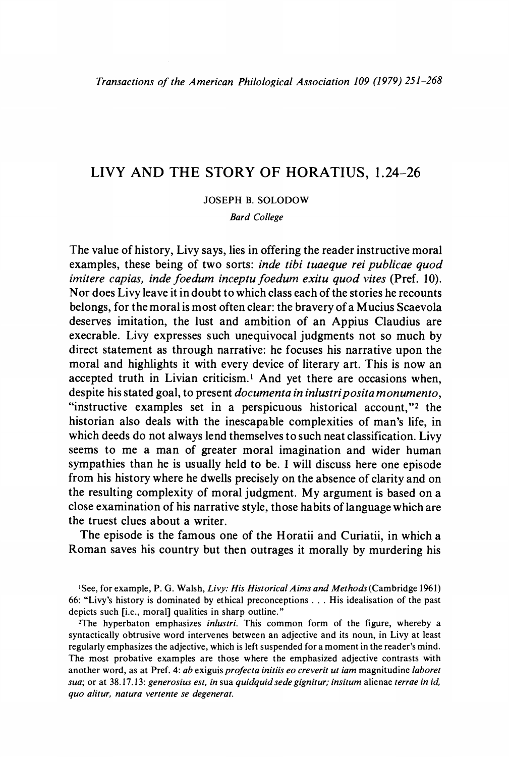Transactions of the American Philological Association 109 (1979) 251-268

# LIVY AND THE STORY OF HORATIUS, 1.24-26

JOSEPH B. SOLODOW

*Bard College*

The value of history, Livy says, lies in offering the reader instructive moral examples, these being of two sorts: *inde tibi tuaeque rei publicae quod imitere capias, inde foedum inceptu foedum exitu quod vites* (Pref. 10). Nor does Livy leave it in doubt to which class each of the stories he recounts belongs, for the moral is most often clear: the bravery of a Mucius Scaevola deserves imitation, the lust and ambition of an Appius Claudius are execrable. Livy expresses such unequivocal judgments not so much by direct statement as through narrative: he focuses his narrative upon the moral and highlights it with every device of literary art. This is now an accepted truth in Livian criticism.[1] And yet there are occasions when, despite his stated goal, to present *documenta in inlustri posita monumento*, "instructive examples set in a perspicuous historical account,"[2] the historian also deals with the inescapable complexities of man's life, in which deeds do not always lend themselves to such neat classification. Livy seems to me a man of greater moral imagination and wider human sympathies than he is usually held to be. I will discuss here one episode from his history where he dwells precisely on the absence of clarity and on the resulting complexity of moral judgment. My argument is based on a close examination of his narrative style, those habits of language which are the truest clues about a writer.

The episode is the famous one of the Horatii and Curiatii, in which a Roman saves his country but then outrages it morally by murdering his

[1] See, for example, P. G. Walsh, *Livy: His Historical Aims and Methods* (Cambridge 1961) 66: "Livy's history is dominated by ethical preconceptions . . . His idealisation of the past depicts such [i.e., moral] qualities in sharp outline."

[2] The hyperbaton emphasizes *inlustri*. This common form of the figure, whereby a syntactically obtrusive word intervenes between an adjective and its noun, in Livy at least regularly emphasizes the adjective, which is left suspended for a moment in the reader's mind. The most probative examples are those where the emphasized adjective contrasts with another word, as at Pref. 4: *ab* exiguis *profecta initiis eo creverit ut iam* magnitudine *laboret sua*; or at 38.17.13: *generosius est, in* sua *quidquid sede gignitur; insitum* alienae *terrae in id, quo alitur, natura vertente se degenerat.*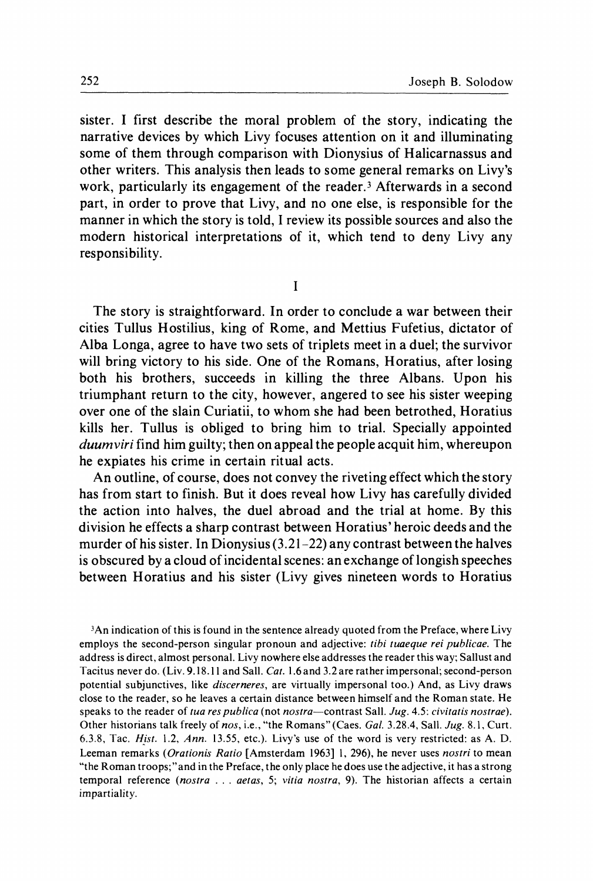sister. I first describe the moral problem of the story, indicating the narrative devices by which Livy focuses attention on it and illuminating some of them through comparison with Dionysius of Halicarnassus and other writers. This analysis then leads to some general remarks on Livy's work, particularly its engagement of the reader.[3] Afterwards in a second part, in order to prove that Livy, and no one else, is responsible for the manner in which the story is told, I review its possible sources and also the modern historical interpretations of it, which tend to deny Livy any responsibility.

## I

The story is straightforward. In order to conclude a war between their cities Tullus Hostilius, king of Rome, and Mettius Fufetius, dictator of Alba Longa, agree to have two sets of triplets meet in a duel; the survivor will bring victory to his side. One of the Romans, Horatius, after losing both his brothers, succeeds in killing the three Albans. Upon his triumphant return to the city, however, angered to see his sister weeping over one of the slain Curiatii, to whom she had been betrothed, Horatius kills her. Tullus is obliged to bring him to trial. Specially appointed *duumviri* find him guilty; then on appeal the people acquit him, whereupon he expiates his crime in certain ritual acts.

An outline, of course, does not convey the riveting effect which the story has from start to finish. But it does reveal how Livy has carefully divided the action into halves, the duel abroad and the trial at home. By this division he effects a sharp contrast between Horatius' heroic deeds and the murder of his sister. In Dionysius (3.21–22) any contrast between the halves is obscured by a cloud of incidental scenes: an exchange of longish speeches between Horatius and his sister (Livy gives nineteen words to Horatius

[3] An indication of this is found in the sentence already quoted from the Preface, where Livy employs the second-person singular pronoun and adjective: *tibi tuaeque rei publicae*. The address is direct, almost personal. Livy nowhere else addresses the reader this way; Sallust and Tacitus never do. (Liv. 9.18.11 and Sall. *Cat.* 1.6 and 3.2 are rather impersonal; second-person potential subjunctives, like *discerneres*, are virtually impersonal too.) And, as Livy draws close to the reader, so he leaves a certain distance between himself and the Roman state. He speaks to the reader of *tua res publica* (not *nostra*—contrast Sall. *Jug.* 4.5: *civitatis nostrae*). Other historians talk freely of *nos*, i.e., "the Romans" (Caes. *Gal.* 3.28.4, Sall. *Jug.* 8.1, Curt. 6.3.8, Tac. *Hist.* 1.2, *Ann.* 13.55, etc.). Livy's use of the word is very restricted: as A. D. Leeman remarks (*Orationis Ratio* [Amsterdam 1963] 1, 296), he never uses *nostri* to mean "the Roman troops;" and in the Preface, the only place he does use the adjective, it has a strong temporal reference (*nostra . . . aetas*, 5; *vitia nostra*, 9). The historian affects a certain impartiality.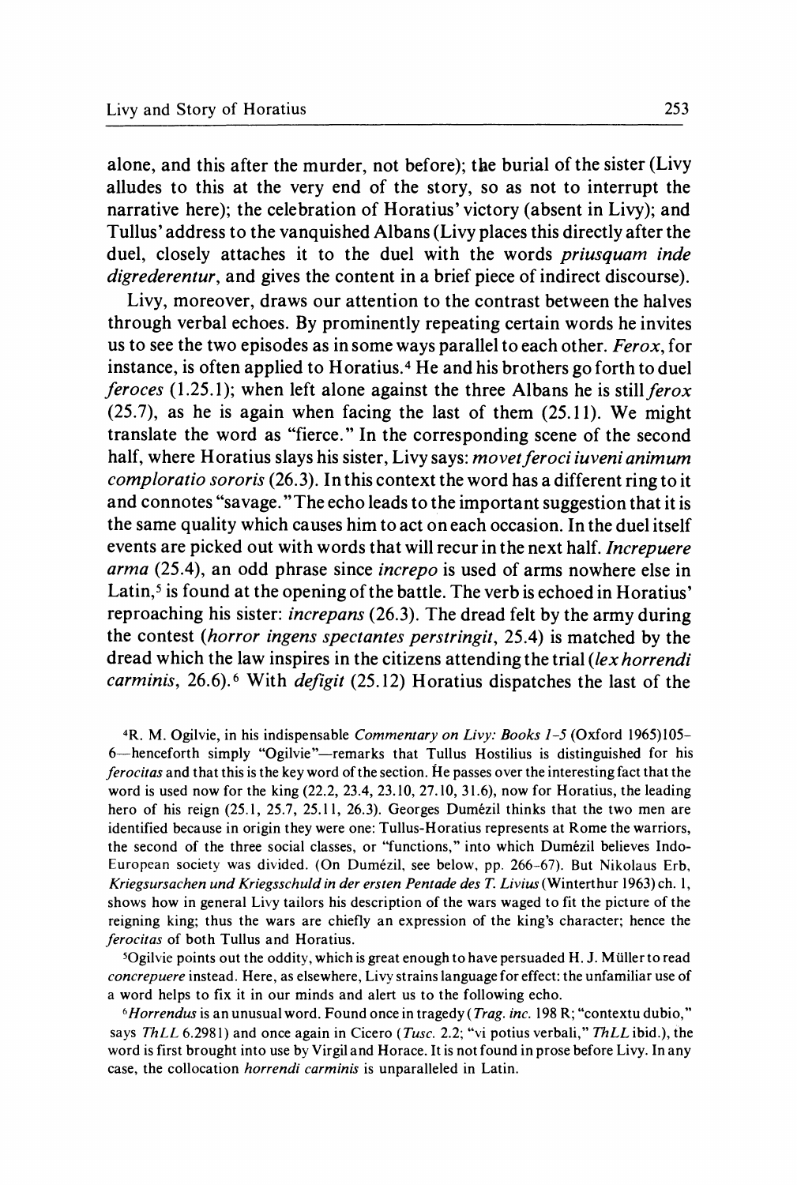alone, and this after the murder, not before); the burial of the sister (Livy alludes to this at the very end of the story, so as not to interrupt the narrative here); the celebration of Horatius' victory (absent in Livy); and Tullus' address to the vanquished Albans (Livy places this directly after the duel, closely attaches it to the duel with the words *priusquam inde digrederentur*, and gives the content in a brief piece of indirect discourse).

Livy, moreover, draws our attention to the contrast between the halves through verbal echoes. By prominently repeating certain words he invites us to see the two episodes as in some ways parallel to each other. *Ferox*, for instance, is often applied to Horatius.[4] He and his brothers go forth to duel *feroces* (1.25.1); when left alone against the three Albans he is still *ferox* (25.7), as he is again when facing the last of them (25.11). We might translate the word as "fierce." In the corresponding scene of the second half, where Horatius slays his sister, Livy says: *movet feroci iuveni animum comploratio sororis* (26.3). In this context the word has a different ring to it and connotes "savage." The echo leads to the important suggestion that it is the same quality which causes him to act on each occasion. In the duel itself events are picked out with words that will recur in the next half. *Increpuere arma* (25.4), an odd phrase since *increpo* is used of arms nowhere else in Latin,[5] is found at the opening of the battle. The verb is echoed in Horatius' reproaching his sister: *increpans* (26.3). The dread felt by the army during the contest (*horror ingens spectantes perstringit*, 25.4) is matched by the dread which the law inspires in the citizens attending the trial (*lex horrendi carminis*, 26.6).[6] With *defigit* (25.12) Horatius dispatches the last of the

[4] R. M. Ogilvie, in his indispensable *Commentary on Livy: Books 1–5* (Oxford 1965) 105–6—henceforth simply "Ogilvie"—remarks that Tullus Hostilius is distinguished for his *ferocitas* and that this is the key word of the section. He passes over the interesting fact that the word is used now for the king (22.2, 23.4, 23.10, 27.10, 31.6), now for Horatius, the leading hero of his reign (25.1, 25.7, 25.11, 26.3). Georges Dumézil thinks that the two men are identified because in origin they were one: Tullus-Horatius represents at Rome the warriors, the second of the three social classes, or "functions," into which Dumézil believes Indo-European society was divided. (On Dumézil, see below, pp. 266–67). But Nikolaus Erb, *Kriegsursachen und Kriegsschuld in der ersten Pentade des T. Livius* (Winterthur 1963) ch. 1, shows how in general Livy tailors his description of the wars waged to fit the picture of the reigning king; thus the wars are chiefly an expression of the king's character; hence the *ferocitas* of both Tullus and Horatius.

[5] Ogilvie points out the oddity, which is great enough to have persuaded H. J. Müller to read *concrepuere* instead. Here, as elsewhere, Livy strains language for effect: the unfamiliar use of a word helps to fix it in our minds and alert us to the following echo.

[6] *Horrendus* is an unusual word. Found once in tragedy (*Trag. inc.* 198 R; "contextu dubio," says *ThLL* 6.2981) and once again in Cicero (*Tusc.* 2.2; "vi potius verbali," *ThLL* ibid.), the word is first brought into use by Virgil and Horace. It is not found in prose before Livy. In any case, the collocation *horrendi carminis* is unparalleled in Latin.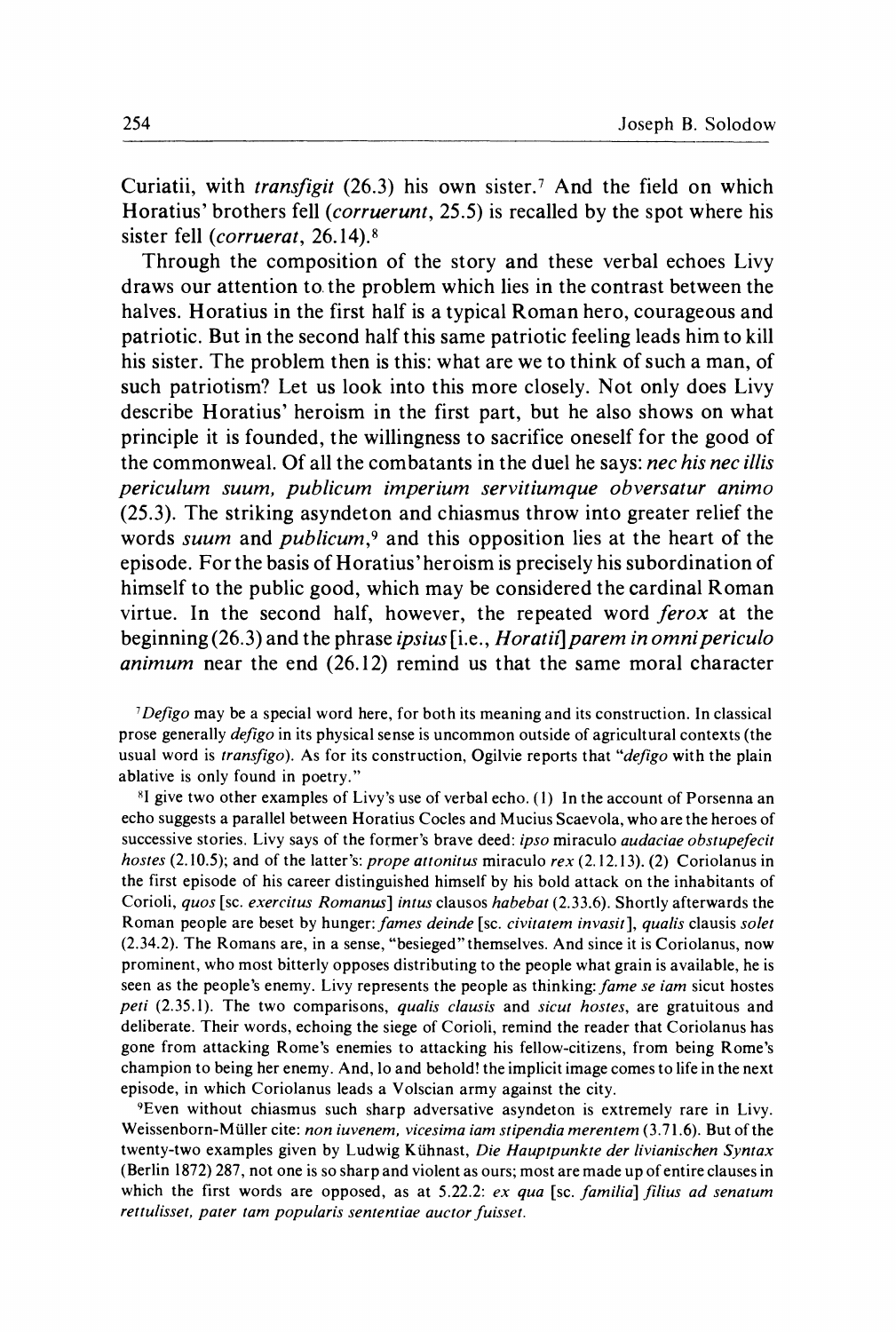Curiatii, with *transfigit* (26.3) his own sister.[7] And the field on which Horatius' brothers fell (*corruerunt*, 25.5) is recalled by the spot where his sister fell (*corruerat*, 26.14).[8]

Through the composition of the story and these verbal echoes Livy draws our attention to the problem which lies in the contrast between the halves. Horatius in the first half is a typical Roman hero, courageous and patriotic. But in the second half this same patriotic feeling leads him to kill his sister. The problem then is this: what are we to think of such a man, of such patriotism? Let us look into this more closely. Not only does Livy describe Horatius' heroism in the first part, but he also shows on what principle it is founded, the willingness to sacrifice oneself for the good of the commonweal. Of all the combatants in the duel he says: *nec his nec illis periculum suum, publicum imperium servitiumque obversatur animo* (25.3). The striking asyndeton and chiasmus throw into greater relief the words *suum* and *publicum*,[9] and this opposition lies at the heart of the episode. For the basis of Horatius' heroism is precisely his subordination of himself to the public good, which may be considered the cardinal Roman virtue. In the second half, however, the repeated word *ferox* at the beginning (26.3) and the phrase *ipsius* [i.e., *Horatii*] *parem in omni periculo animum* near the end (26.12) remind us that the same moral character

[7] *Defigo* may be a special word here, for both its meaning and its construction. In classical prose generally *defigo* in its physical sense is uncommon outside of agricultural contexts (the usual word is *transfigo*). As for its construction, Ogilvie reports that "*defigo* with the plain ablative is only found in poetry."

[8] I give two other examples of Livy's use of verbal echo. (1) In the account of Porsenna an echo suggests a parallel between Horatius Cocles and Mucius Scaevola, who are the heroes of successive stories. Livy says of the former's brave deed: *ipso* miraculo *audaciae obstupefecit hostes* (2.10.5); and of the latter's: *prope attonitus* miraculo *rex* (2.12.13). (2) Coriolanus in the first episode of his career distinguished himself by his bold attack on the inhabitants of Corioli, *quos* [sc. *exercitus Romanus*] *intus* clausos *habebat* (2.33.6). Shortly afterwards the Roman people are beset by hunger: *fames deinde* [sc. *civitatem invasit*], *qualis* clausis *solet* (2.34.2). The Romans are, in a sense, "besieged" themselves. And since it is Coriolanus, now prominent, who most bitterly opposes distributing to the people what grain is available, he is seen as the people's enemy. Livy represents the people as thinking: *fame se iam* sicut hostes *peti* (2.35.1). The two comparisons, *qualis clausis* and *sicut hostes*, are gratuitous and deliberate. Their words, echoing the siege of Corioli, remind the reader that Coriolanus has gone from attacking Rome's enemies to attacking his fellow-citizens, from being Rome's champion to being her enemy. And, lo and behold! the implicit image comes to life in the next episode, in which Coriolanus leads a Volscian army against the city.

[9] Even without chiasmus such sharp adversative asyndeton is extremely rare in Livy. Weissenborn-Müller cite: *non iuvenem, vicesima iam stipendia merentem* (3.71.6). But of the twenty-two examples given by Ludwig Kühnast, *Die Hauptpunkte der livianischen Syntax* (Berlin 1872) 287, not one is so sharp and violent as ours; most are made up of entire clauses in which the first words are opposed, as at 5.22.2: *ex qua* [sc. *familia*] *filius ad senatum rettulisset, pater tam popularis sententiae auctor fuisset.*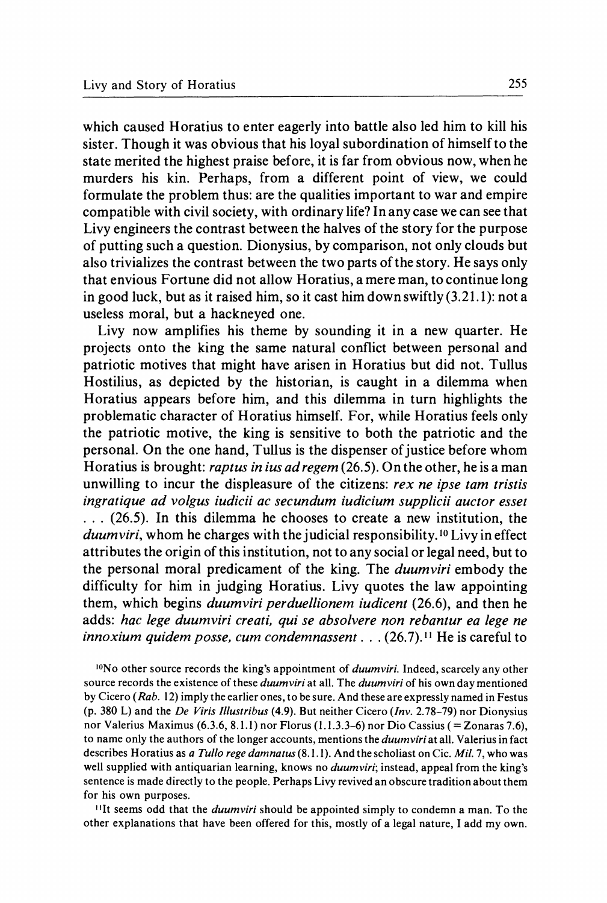which caused Horatius to enter eagerly into battle also led him to kill his sister. Though it was obvious that his loyal subordination of himself to the state merited the highest praise before, it is far from obvious now, when he murders his kin. Perhaps, from a different point of view, we could formulate the problem thus: are the qualities important to war and empire compatible with civil society, with ordinary life? In any case we can see that Livy engineers the contrast between the halves of the story for the purpose of putting such a question. Dionysius, by comparison, not only clouds but also trivializes the contrast between the two parts of the story. He says only that envious Fortune did not allow Horatius, a mere man, to continue long in good luck, but as it raised him, so it cast him down swiftly (3.21.1): not a useless moral, but a hackneyed one.

Livy now amplifies his theme by sounding it in a new quarter. He projects onto the king the same natural conflict between personal and patriotic motives that might have arisen in Horatius but did not. Tullus Hostilius, as depicted by the historian, is caught in a dilemma when Horatius appears before him, and this dilemma in turn highlights the problematic character of Horatius himself. For, while Horatius feels only the patriotic motive, the king is sensitive to both the patriotic and the personal. On the one hand, Tullus is the dispenser of justice before whom Horatius is brought: *raptus in ius ad regem* (26.5). On the other, he is a man unwilling to incur the displeasure of the citizens: *rex ne ipse tam tristis ingratique ad volgus iudicii ac secundum iudicium supplicii auctor esset* . . . (26.5). In this dilemma he chooses to create a new institution, the *duumviri*, whom he charges with the judicial responsibility.[10] Livy in effect attributes the origin of this institution, not to any social or legal need, but to the personal moral predicament of the king. The *duumviri* embody the difficulty for him in judging Horatius. Livy quotes the law appointing them, which begins *duumviri perduellionem iudicent* (26.6), and then he adds: *hac lege duumviri creati, qui se absolvere non rebantur ea lege ne innoxium quidem posse, cum condemnassent* . . . (26.7).[11] He is careful to

[10]No other source records the king's appointment of *duumviri*. Indeed, scarcely any other source records the existence of these *duumviri* at all. The *duumviri* of his own day mentioned by Cicero (*Rab.* 12) imply the earlier ones, to be sure. And these are expressly named in Festus (p. 380 L) and the *De Viris Illustribus* (4.9). But neither Cicero (*Inv.* 2.78–79) nor Dionysius nor Valerius Maximus (6.3.6, 8.1.1) nor Florus (1.1.3.3–6) nor Dio Cassius ( = Zonaras 7.6), to name only the authors of the longer accounts, mentions the *duumviri* at all. Valerius in fact describes Horatius as *a Tullo rege damnatus* (8.1.1). And the scholiast on Cic. *Mil.* 7, who was well supplied with antiquarian learning, knows no *duumviri*; instead, appeal from the king's sentence is made directly to the people. Perhaps Livy revived an obscure tradition about them for his own purposes.

[11]It seems odd that the *duumviri* should be appointed simply to condemn a man. To the other explanations that have been offered for this, mostly of a legal nature, I add my own.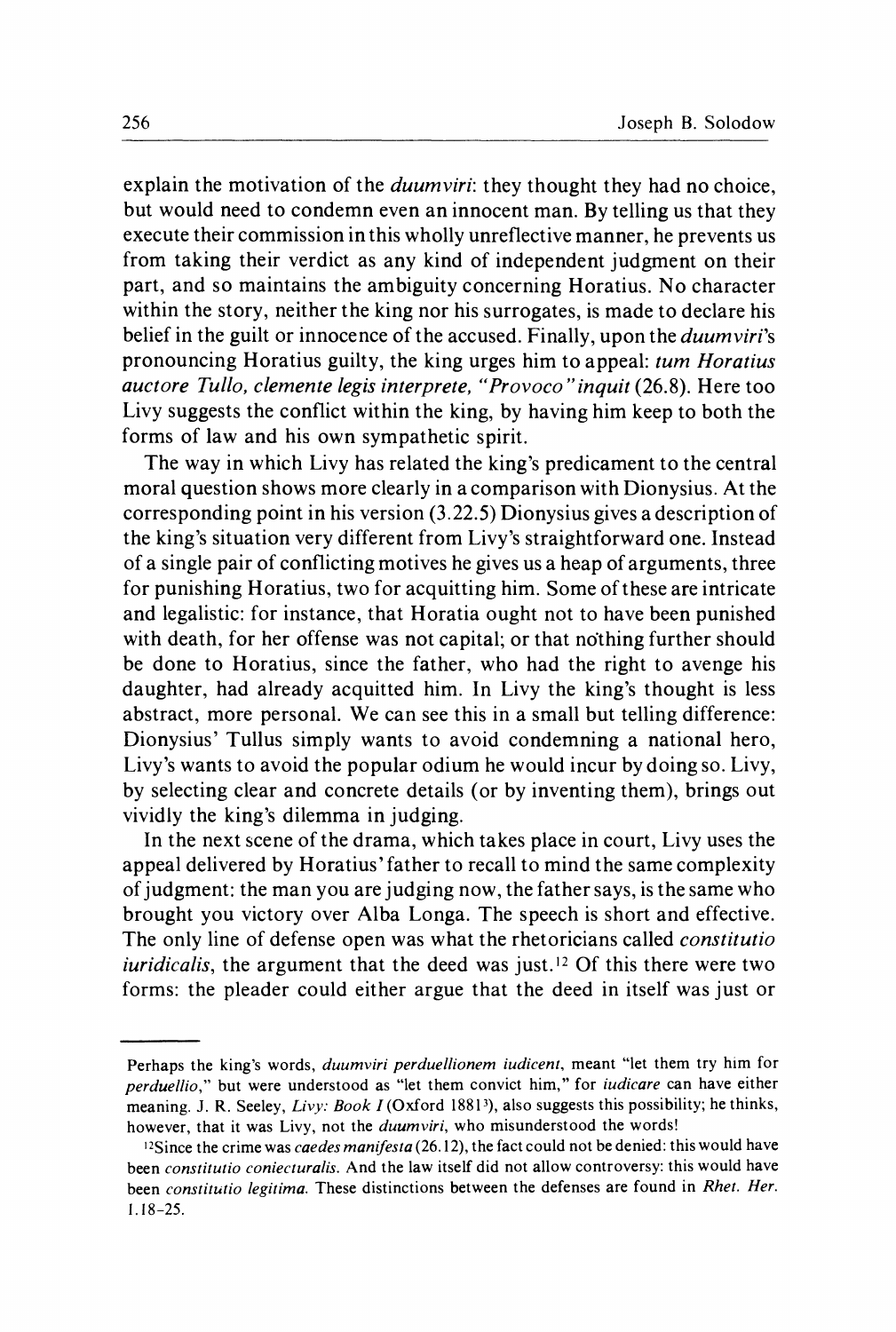explain the motivation of the *duumviri*: they thought they had no choice, but would need to condemn even an innocent man. By telling us that they execute their commission in this wholly unreflective manner, he prevents us from taking their verdict as any kind of independent judgment on their part, and so maintains the ambiguity concerning Horatius. No character within the story, neither the king nor his surrogates, is made to declare his belief in the guilt or innocence of the accused. Finally, upon the *duumviri*'s pronouncing Horatius guilty, the king urges him to appeal: *tum Horatius auctore Tullo, clemente legis interprete, "Provoco" inquit* (26.8). Here too Livy suggests the conflict within the king, by having him keep to both the forms of law and his own sympathetic spirit.

The way in which Livy has related the king's predicament to the central moral question shows more clearly in a comparison with Dionysius. At the corresponding point in his version (3.22.5) Dionysius gives a description of the king's situation very different from Livy's straightforward one. Instead of a single pair of conflicting motives he gives us a heap of arguments, three for punishing Horatius, two for acquitting him. Some of these are intricate and legalistic: for instance, that Horatia ought not to have been punished with death, for her offense was not capital; or that nothing further should be done to Horatius, since the father, who had the right to avenge his daughter, had already acquitted him. In Livy the king's thought is less abstract, more personal. We can see this in a small but telling difference: Dionysius' Tullus simply wants to avoid condemning a national hero, Livy's wants to avoid the popular odium he would incur by doing so. Livy, by selecting clear and concrete details (or by inventing them), brings out vividly the king's dilemma in judging.

In the next scene of the drama, which takes place in court, Livy uses the appeal delivered by Horatius' father to recall to mind the same complexity of judgment: the man you are judging now, the father says, is the same who brought you victory over Alba Longa. The speech is short and effective. The only line of defense open was what the rhetoricians called *constitutio iuridicalis*, the argument that the deed was just.[12] Of this there were two forms: the pleader could either argue that the deed in itself was just or

---

Perhaps the king's words, *duumviri perduellionem iudicent*, meant "let them try him for *perduellio*," but were understood as "let them convict him," for *iudicare* can have either meaning. J. R. Seeley, *Livy: Book I* (Oxford 1881[3]), also suggests this possibility; he thinks, however, that it was Livy, not the *duumviri*, who misunderstood the words!

[12]Since the crime was *caedes manifesta* (26.12), the fact could not be denied: this would have been *constitutio coniecturalis*. And the law itself did not allow controversy: this would have been *constitutio legitima*. These distinctions between the defenses are found in *Rhet. Her.* I.18–25.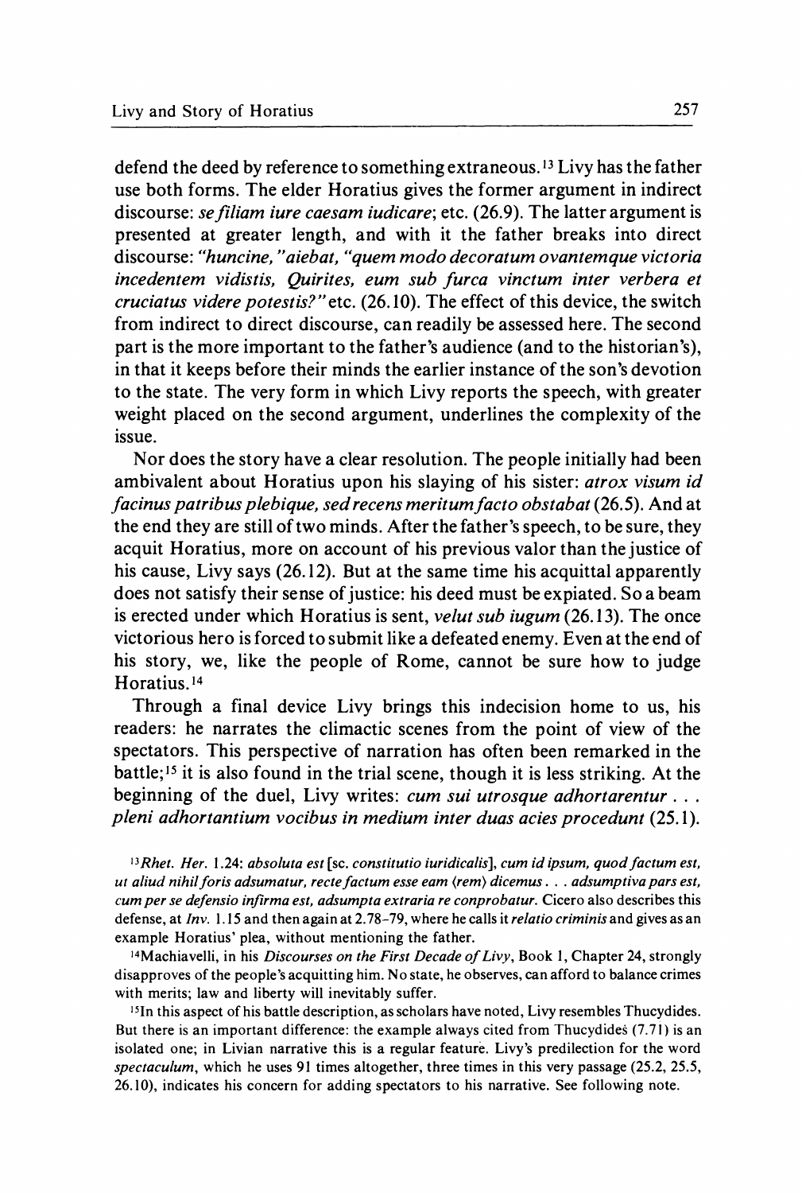defend the deed by reference to something extraneous.[13] Livy has the father use both forms. The elder Horatius gives the former argument in indirect discourse: *se filiam iure caesam iudicare*; etc. (26.9). The latter argument is presented at greater length, and with it the father breaks into direct discourse: *"huncine," aiebat, "quem modo decoratum ovantemque victoria incedentem vidistis, Quirites, eum sub furca vinctum inter verbera et cruciatus videre potestis?"* etc. (26.10). The effect of this device, the switch from indirect to direct discourse, can readily be assessed here. The second part is the more important to the father's audience (and to the historian's), in that it keeps before their minds the earlier instance of the son's devotion to the state. The very form in which Livy reports the speech, with greater weight placed on the second argument, underlines the complexity of the issue.

Nor does the story have a clear resolution. The people initially had been ambivalent about Horatius upon his slaying of his sister: *atrox visum id facinus patribus plebique, sed recens meritum facto obstabat* (26.5). And at the end they are still of two minds. After the father's speech, to be sure, they acquit Horatius, more on account of his previous valor than the justice of his cause, Livy says (26.12). But at the same time his acquittal apparently does not satisfy their sense of justice: his deed must be expiated. So a beam is erected under which Horatius is sent, *velut sub iugum* (26.13). The once victorious hero is forced to submit like a defeated enemy. Even at the end of his story, we, like the people of Rome, cannot be sure how to judge Horatius.[14]

Through a final device Livy brings this indecision home to us, his readers: he narrates the climactic scenes from the point of view of the spectators. This perspective of narration has often been remarked in the battle;[15] it is also found in the trial scene, though it is less striking. At the beginning of the duel, Livy writes: *cum sui utrosque adhortarentur . . . pleni adhortantium vocibus in medium inter duas acies procedunt* (25.1).

[13] *Rhet. Her.* 1.24: *absoluta est* [sc. *constitutio iuridicalis*], *cum id ipsum, quod factum est, ut aliud nihil foris adsumatur, recte factum esse eam* ⟨*rem*⟩ *dicemus . . . adsumptiva pars est, cum per se defensio infirma est, adsumpta extraria re conprobatur.* Cicero also describes this defense, at *Inv.* 1.15 and then again at 2.78–79, where he calls it *relatio criminis* and gives as an example Horatius' plea, without mentioning the father.

[14] Machiavelli, in his *Discourses on the First Decade of Livy*, Book 1, Chapter 24, strongly disapproves of the people's acquitting him. No state, he observes, can afford to balance crimes with merits; law and liberty will inevitably suffer.

[15] In this aspect of his battle description, as scholars have noted, Livy resembles Thucydides. But there is an important difference: the example always cited from Thucydides (7.71) is an isolated one; in Livian narrative this is a regular feature. Livy's predilection for the word *spectaculum*, which he uses 91 times altogether, three times in this very passage (25.2, 25.5, 26.10), indicates his concern for adding spectators to his narrative. See following note.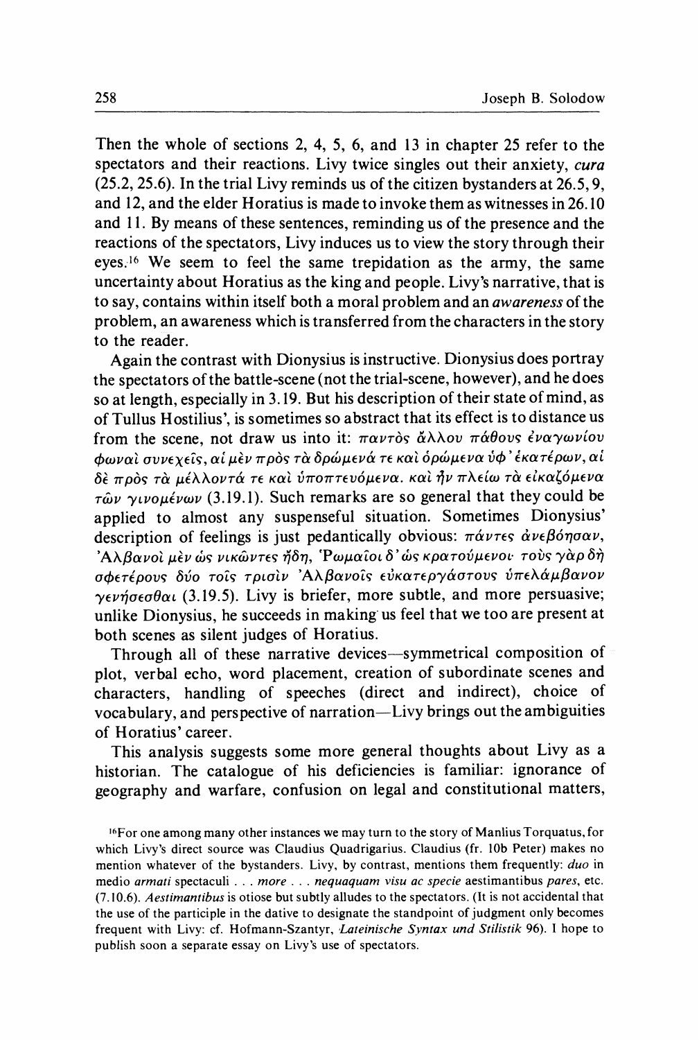Then the whole of sections 2, 4, 5, 6, and 13 in chapter 25 refer to the spectators and their reactions. Livy twice singles out their anxiety, *cura* (25.2, 25.6). In the trial Livy reminds us of the citizen bystanders at 26.5, 9, and 12, and the elder Horatius is made to invoke them as witnesses in 26.10 and 11. By means of these sentences, reminding us of the presence and the reactions of the spectators, Livy induces us to view the story through their eyes.[16] We seem to feel the same trepidation as the army, the same uncertainty about Horatius as the king and people. Livy's narrative, that is to say, contains within itself both a moral problem and an *awareness* of the problem, an awareness which is transferred from the characters in the story to the reader.

Again the contrast with Dionysius is instructive. Dionysius does portray the spectators of the battle-scene (not the trial-scene, however), and he does so at length, especially in 3.19. But his description of their state of mind, as of Tullus Hostilius', is sometimes so abstract that its effect is to distance us from the scene, not draw us into it: παντὸς ἄλλου πάθους ἐναγωνίου φωναὶ συνεχεῖς, αἱ μὲν πρὸς τὰ δρώμενά τε καὶ ὁρώμενα ὑφ' ἑκατέρων, αἱ δὲ πρὸς τὰ μέλλοντά τε καὶ ὑποπτευόμενα. καὶ ἦν πλείω τὰ εἰκαζόμενα τῶν γινομένων (3.19.1). Such remarks are so general that they could be applied to almost any suspenseful situation. Sometimes Dionysius' description of feelings is just pedantically obvious: πάντες ἀνεβόησαν, Ἀλβανοὶ μὲν ὡς νικῶντες ἤδη, Ῥωμαῖοι δ' ὡς κρατούμενοι· τοὺς γὰρ δὴ σφετέρους δύο τοῖς τρισὶν Ἀλβανοῖς εὐκατεργάστους ὑπελάμβανον γενήσεσθαι (3.19.5). Livy is briefer, more subtle, and more persuasive; unlike Dionysius, he succeeds in making us feel that we too are present at both scenes as silent judges of Horatius.

Through all of these narrative devices—symmetrical composition of plot, verbal echo, word placement, creation of subordinate scenes and characters, handling of speeches (direct and indirect), choice of vocabulary, and perspective of narration—Livy brings out the ambiguities of Horatius' career.

This analysis suggests some more general thoughts about Livy as a historian. The catalogue of his deficiencies is familiar: ignorance of geography and warfare, confusion on legal and constitutional matters,

[16]For one among many other instances we may turn to the story of Manlius Torquatus, for which Livy's direct source was Claudius Quadrigarius. Claudius (fr. 10b Peter) makes no mention whatever of the bystanders. Livy, by contrast, mentions them frequently: *duo* in medio *armati* spectaculi . . . *more* . . . *nequaquam visu ac specie* aestimantibus *pares*, etc. (7.10.6). *Aestimantibus* is otiose but subtly alludes to the spectators. (It is not accidental that the use of the participle in the dative to designate the standpoint of judgment only becomes frequent with Livy: cf. Hofmann-Szantyr, *Lateinische Syntax und Stilistik* 96). I hope to publish soon a separate essay on Livy's use of spectators.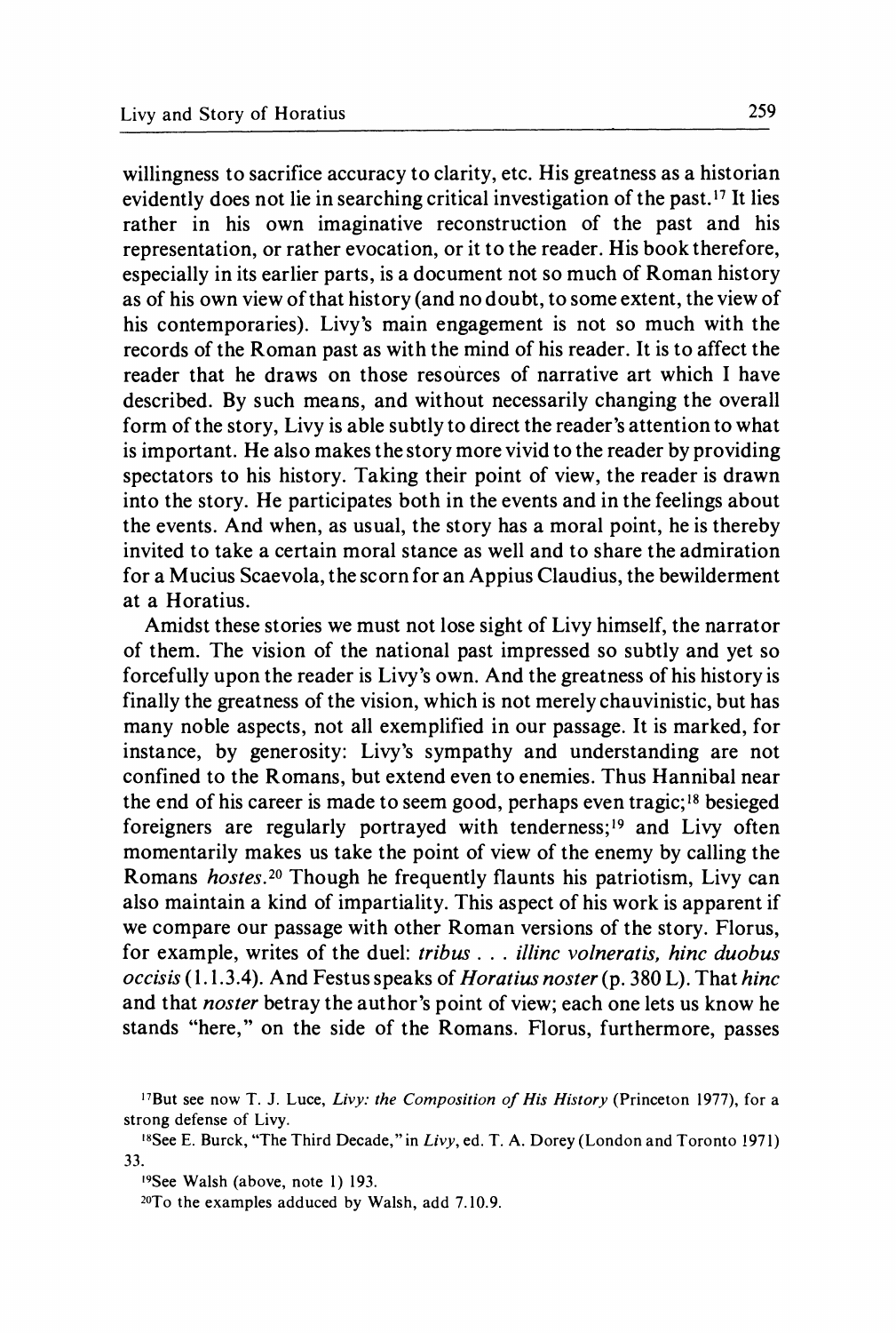willingness to sacrifice accuracy to clarity, etc. His greatness as a historian evidently does not lie in searching critical investigation of the past.[17] It lies rather in his own imaginative reconstruction of the past and his representation, or rather evocation, or it to the reader. His book therefore, especially in its earlier parts, is a document not so much of Roman history as of his own view of that history (and no doubt, to some extent, the view of his contemporaries). Livy's main engagement is not so much with the records of the Roman past as with the mind of his reader. It is to affect the reader that he draws on those resources of narrative art which I have described. By such means, and without necessarily changing the overall form of the story, Livy is able subtly to direct the reader's attention to what is important. He also makes the story more vivid to the reader by providing spectators to his history. Taking their point of view, the reader is drawn into the story. He participates both in the events and in the feelings about the events. And when, as usual, the story has a moral point, he is thereby invited to take a certain moral stance as well and to share the admiration for a Mucius Scaevola, the scorn for an Appius Claudius, the bewilderment at a Horatius.

Amidst these stories we must not lose sight of Livy himself, the narrator of them. The vision of the national past impressed so subtly and yet so forcefully upon the reader is Livy's own. And the greatness of his history is finally the greatness of the vision, which is not merely chauvinistic, but has many noble aspects, not all exemplified in our passage. It is marked, for instance, by generosity: Livy's sympathy and understanding are not confined to the Romans, but extend even to enemies. Thus Hannibal near the end of his career is made to seem good, perhaps even tragic;[18] besieged foreigners are regularly portrayed with tenderness;[19] and Livy often momentarily makes us take the point of view of the enemy by calling the Romans *hostes*.[20] Though he frequently flaunts his patriotism, Livy can also maintain a kind of impartiality. This aspect of his work is apparent if we compare our passage with other Roman versions of the story. Florus, for example, writes of the duel: *tribus . . . illinc volneratis, hinc duobus occisis* (1.1.3.4). And Festus speaks of *Horatius noster* (p. 380 L). That *hinc* and that *noster* betray the author's point of view; each one lets us know he stands "here," on the side of the Romans. Florus, furthermore, passes

[17] But see now T. J. Luce, *Livy: the Composition of His History* (Princeton 1977), for a strong defense of Livy.

[18] See E. Burck, "The Third Decade," in *Livy*, ed. T. A. Dorey (London and Toronto 1971) 33.

[19] See Walsh (above, note 1) 193.

[20] To the examples adduced by Walsh, add 7.10.9.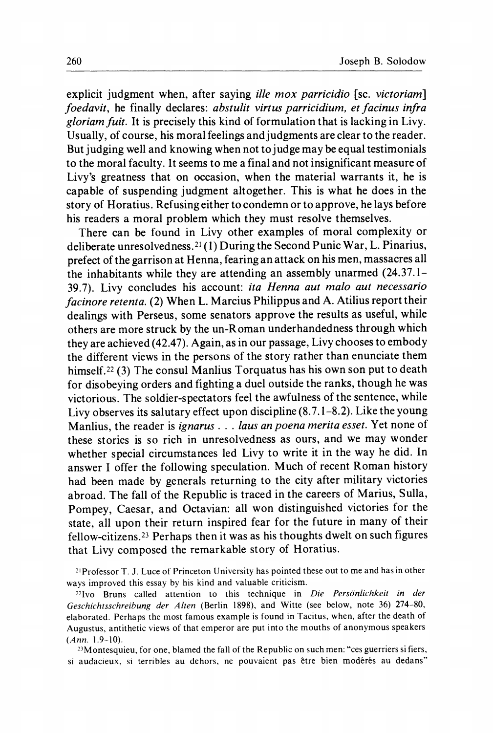explicit judgment when, after saying *ille mox parricidio* [sc. *victoriam*] *foedavit*, he finally declares: *abstulit virtus parricidium, et facinus infra gloriam fuit*. It is precisely this kind of formulation that is lacking in Livy. Usually, of course, his moral feelings and judgments are clear to the reader. But judging well and knowing when not to judge may be equal testimonials to the moral faculty. It seems to me a final and not insignificant measure of Livy's greatness that on occasion, when the material warrants it, he is capable of suspending judgment altogether. This is what he does in the story of Horatius. Refusing either to condemn or to approve, he lays before his readers a moral problem which they must resolve themselves.

There can be found in Livy other examples of moral complexity or deliberate unresolvedness.[21] (1) During the Second Punic War, L. Pinarius, prefect of the garrison at Henna, fearing an attack on his men, massacres all the inhabitants while they are attending an assembly unarmed (24.37.1–39.7). Livy concludes his account: *ita Henna aut malo aut necessario facinore retenta*. (2) When L. Marcius Philippus and A. Atilius report their dealings with Perseus, some senators approve the results as useful, while others are more struck by the un-Roman underhandedness through which they are achieved (42.47). Again, as in our passage, Livy chooses to embody the different views in the persons of the story rather than enunciate them himself.[22] (3) The consul Manlius Torquatus has his own son put to death for disobeying orders and fighting a duel outside the ranks, though he was victorious. The soldier-spectators feel the awfulness of the sentence, while Livy observes its salutary effect upon discipline (8.7.1–8.2). Like the young Manlius, the reader is *ignarus . . . laus an poena merita esset*. Yet none of these stories is so rich in unresolvedness as ours, and we may wonder whether special circumstances led Livy to write it in the way he did. In answer I offer the following speculation. Much of recent Roman history had been made by generals returning to the city after military victories abroad. The fall of the Republic is traced in the careers of Marius, Sulla, Pompey, Caesar, and Octavian: all won distinguished victories for the state, all upon their return inspired fear for the future in many of their fellow-citizens.[23] Perhaps then it was as his thoughts dwelt on such figures that Livy composed the remarkable story of Horatius.

[21] Professor T. J. Luce of Princeton University has pointed these out to me and has in other ways improved this essay by his kind and valuable criticism.

[22] Ivo Bruns called attention to this technique in *Die Persönlichkeit in der Geschichtsschreibung der Alten* (Berlin 1898), and Witte (see below, note 36) 274–80, elaborated. Perhaps the most famous example is found in Tacitus, when, after the death of Augustus, antithetic views of that emperor are put into the mouths of anonymous speakers (*Ann.* 1.9–10).

[23] Montesquieu, for one, blamed the fall of the Republic on such men: "ces guerriers si fiers, si audacieux, si terribles au dehors, ne pouvaient pas être bien modérés au dedans"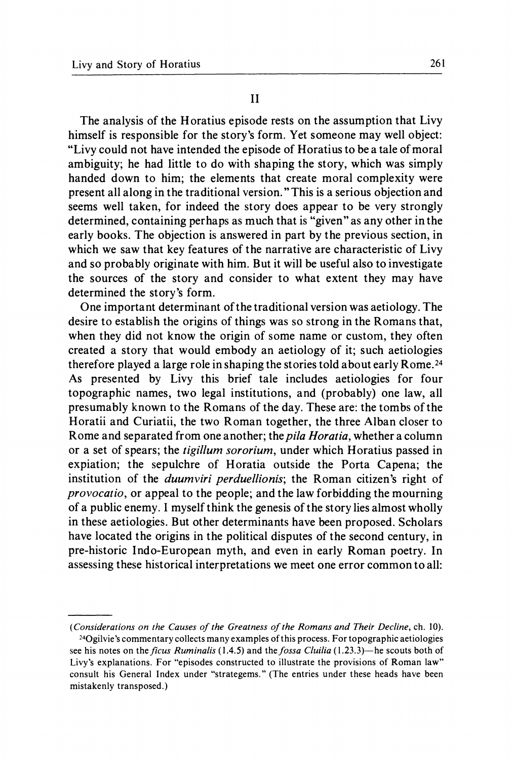## II

The analysis of the Horatius episode rests on the assumption that Livy himself is responsible for the story's form. Yet someone may well object: "Livy could not have intended the episode of Horatius to be a tale of moral ambiguity; he had little to do with shaping the story, which was simply handed down to him; the elements that create moral complexity were present all along in the traditional version." This is a serious objection and seems well taken, for indeed the story does appear to be very strongly determined, containing perhaps as much that is "given" as any other in the early books. The objection is answered in part by the previous section, in which we saw that key features of the narrative are characteristic of Livy and so probably originate with him. But it will be useful also to investigate the sources of the story and consider to what extent they may have determined the story's form.

One important determinant of the traditional version was aetiology. The desire to establish the origins of things was so strong in the Romans that, when they did not know the origin of some name or custom, they often created a story that would embody an aetiology of it; such aetiologies therefore played a large role in shaping the stories told about early Rome.[24] As presented by Livy this brief tale includes aetiologies for four topographic names, two legal institutions, and (probably) one law, all presumably known to the Romans of the day. These are: the tombs of the Horatii and Curiatii, the two Roman together, the three Alban closer to Rome and separated from one another; the *pila Horatia*, whether a column or a set of spears; the *tigillum sororium*, under which Horatius passed in expiation; the sepulchre of Horatia outside the Porta Capena; the institution of the *duumviri perduellionis*; the Roman citizen's right of *provocatio*, or appeal to the people; and the law forbidding the mourning of a public enemy. I myself think the genesis of the story lies almost wholly in these aetiologies. But other determinants have been proposed. Scholars have located the origins in the political disputes of the second century, in pre-historic Indo-European myth, and even in early Roman poetry. In assessing these historical interpretations we meet one error common to all:

---

(*Considerations on the Causes of the Greatness of the Romans and Their Decline*, ch. 10).

[24] Ogilvie's commentary collects many examples of this process. For topographic aetiologies see his notes on the *ficus Ruminalis* (1.4.5) and the *fossa Cluilia* (1.23.3)—he scouts both of Livy's explanations. For "episodes constructed to illustrate the provisions of Roman law" consult his General Index under "strategems." (The entries under these heads have been mistakenly transposed.)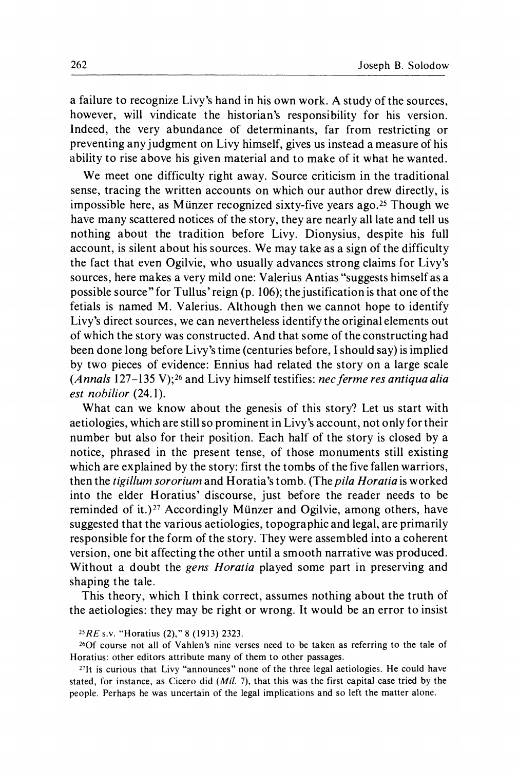a failure to recognize Livy's hand in his own work. A study of the sources, however, will vindicate the historian's responsibility for his version. Indeed, the very abundance of determinants, far from restricting or preventing any judgment on Livy himself, gives us instead a measure of his ability to rise above his given material and to make of it what he wanted.

We meet one difficulty right away. Source criticism in the traditional sense, tracing the written accounts on which our author drew directly, is impossible here, as Münzer recognized sixty-five years ago.[25] Though we have many scattered notices of the story, they are nearly all late and tell us nothing about the tradition before Livy. Dionysius, despite his full account, is silent about his sources. We may take as a sign of the difficulty the fact that even Ogilvie, who usually advances strong claims for Livy's sources, here makes a very mild one: Valerius Antias "suggests himself as a possible source" for Tullus' reign (p. 106); the justification is that one of the fetials is named M. Valerius. Although then we cannot hope to identify Livy's direct sources, we can nevertheless identify the original elements out of which the story was constructed. And that some of the constructing had been done long before Livy's time (centuries before, I should say) is implied by two pieces of evidence: Ennius had related the story on a large scale (*Annals* 127–135 V);[26] and Livy himself testifies: *nec ferme res antiqua alia est nobilior* (24.1).

What can we know about the genesis of this story? Let us start with aetiologies, which are still so prominent in Livy's account, not only for their number but also for their position. Each half of the story is closed by a notice, phrased in the present tense, of those monuments still existing which are explained by the story: first the tombs of the five fallen warriors, then the *tigillum sororium* and Horatia's tomb. (The *pila Horatia* is worked into the elder Horatius' discourse, just before the reader needs to be reminded of it.)[27] Accordingly Münzer and Ogilvie, among others, have suggested that the various aetiologies, topographic and legal, are primarily responsible for the form of the story. They were assembled into a coherent version, one bit affecting the other until a smooth narrative was produced. Without a doubt the *gens Horatia* played some part in preserving and shaping the tale.

This theory, which I think correct, assumes nothing about the truth of the aetiologies: they may be right or wrong. It would be an error to insist

[25] *RE* s.v. "Horatius (2)," 8 (1913) 2323.

[26] Of course not all of Vahlen's nine verses need to be taken as referring to the tale of Horatius: other editors attribute many of them to other passages.

[27] It is curious that Livy "announces" none of the three legal aetiologies. He could have stated, for instance, as Cicero did (*Mil.* 7), that this was the first capital case tried by the people. Perhaps he was uncertain of the legal implications and so left the matter alone.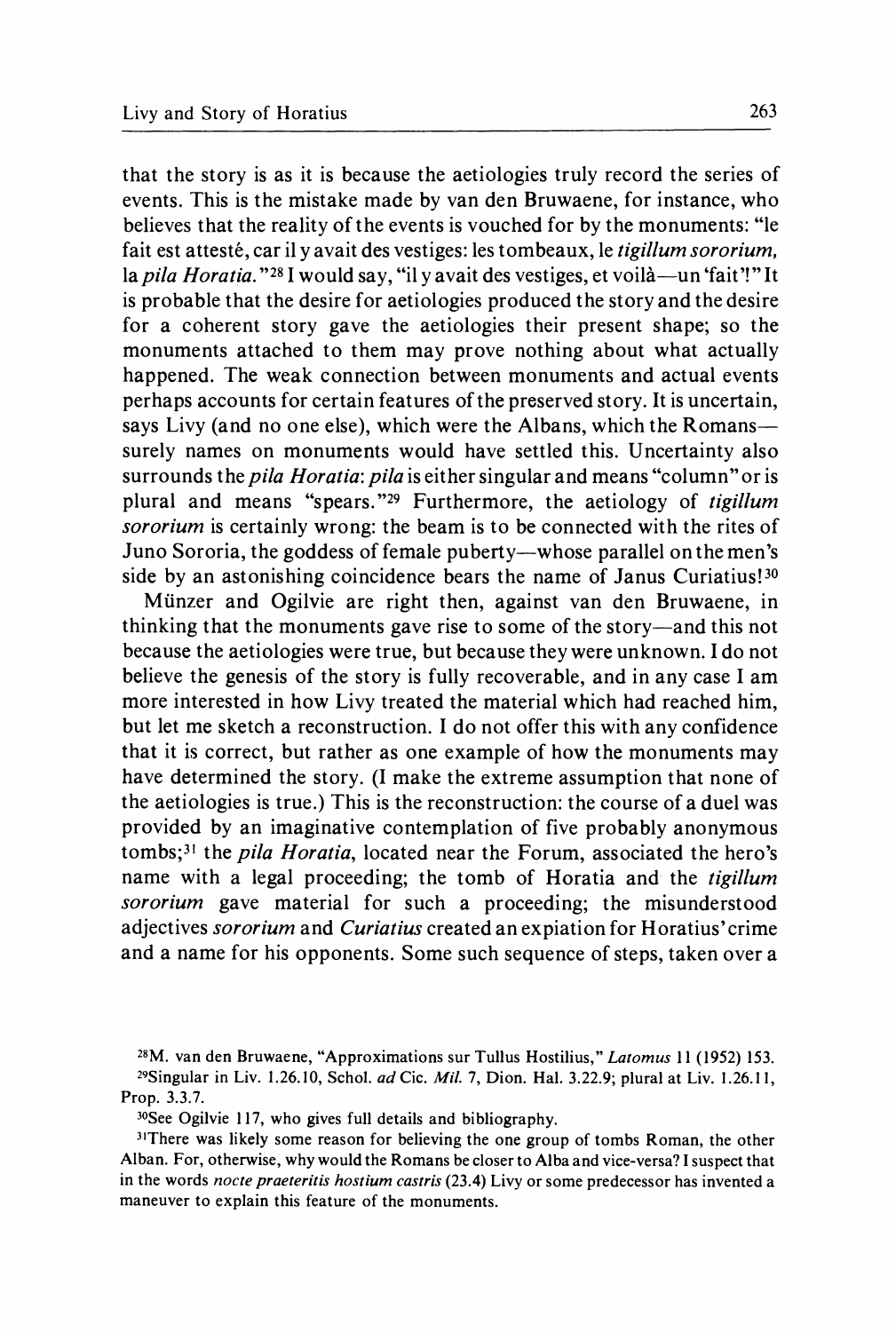that the story is as it is because the aetiologies truly record the series of events. This is the mistake made by van den Bruwaene, for instance, who believes that the reality of the events is vouched for by the monuments: "le fait est attesté, car il y avait des vestiges: les tombeaux, le *tigillum sororium*, la *pila Horatia*."[28] I would say, "il y avait des vestiges, et voilà—un 'fait'!" It is probable that the desire for aetiologies produced the story and the desire for a coherent story gave the aetiologies their present shape; so the monuments attached to them may prove nothing about what actually happened. The weak connection between monuments and actual events perhaps accounts for certain features of the preserved story. It is uncertain, says Livy (and no one else), which were the Albans, which the Romans—surely names on monuments would have settled this. Uncertainty also surrounds the *pila Horatia*: *pila* is either singular and means "column" or is plural and means "spears."[29] Furthermore, the aetiology of *tigillum sororium* is certainly wrong: the beam is to be connected with the rites of Juno Sororia, the goddess of female puberty—whose parallel on the men's side by an astonishing coincidence bears the name of Janus Curiatius![30]

Münzer and Ogilvie are right then, against van den Bruwaene, in thinking that the monuments gave rise to some of the story—and this not because the aetiologies were true, but because they were unknown. I do not believe the genesis of the story is fully recoverable, and in any case I am more interested in how Livy treated the material which had reached him, but let me sketch a reconstruction. I do not offer this with any confidence that it is correct, but rather as one example of how the monuments may have determined the story. (I make the extreme assumption that none of the aetiologies is true.) This is the reconstruction: the course of a duel was provided by an imaginative contemplation of five probably anonymous tombs;[31] the *pila Horatia*, located near the Forum, associated the hero's name with a legal proceeding; the tomb of Horatia and the *tigillum sororium* gave material for such a proceeding; the misunderstood adjectives *sororium* and *Curiatius* created an expiation for Horatius' crime and a name for his opponents. Some such sequence of steps, taken over a

---

[28] M. van den Bruwaene, "Approximations sur Tullus Hostilius," *Latomus* 11 (1952) 153.

[29] Singular in Liv. 1.26.10, Schol. *ad* Cic. *Mil.* 7, Dion. Hal. 3.22.9; plural at Liv. 1.26.11, Prop. 3.3.7.

[30] See Ogilvie 117, who gives full details and bibliography.

[31] There was likely some reason for believing the one group of tombs Roman, the other Alban. For, otherwise, why would the Romans be closer to Alba and vice-versa? I suspect that in the words *nocte praeteritis hostium castris* (23.4) Livy or some predecessor has invented a maneuver to explain this feature of the monuments.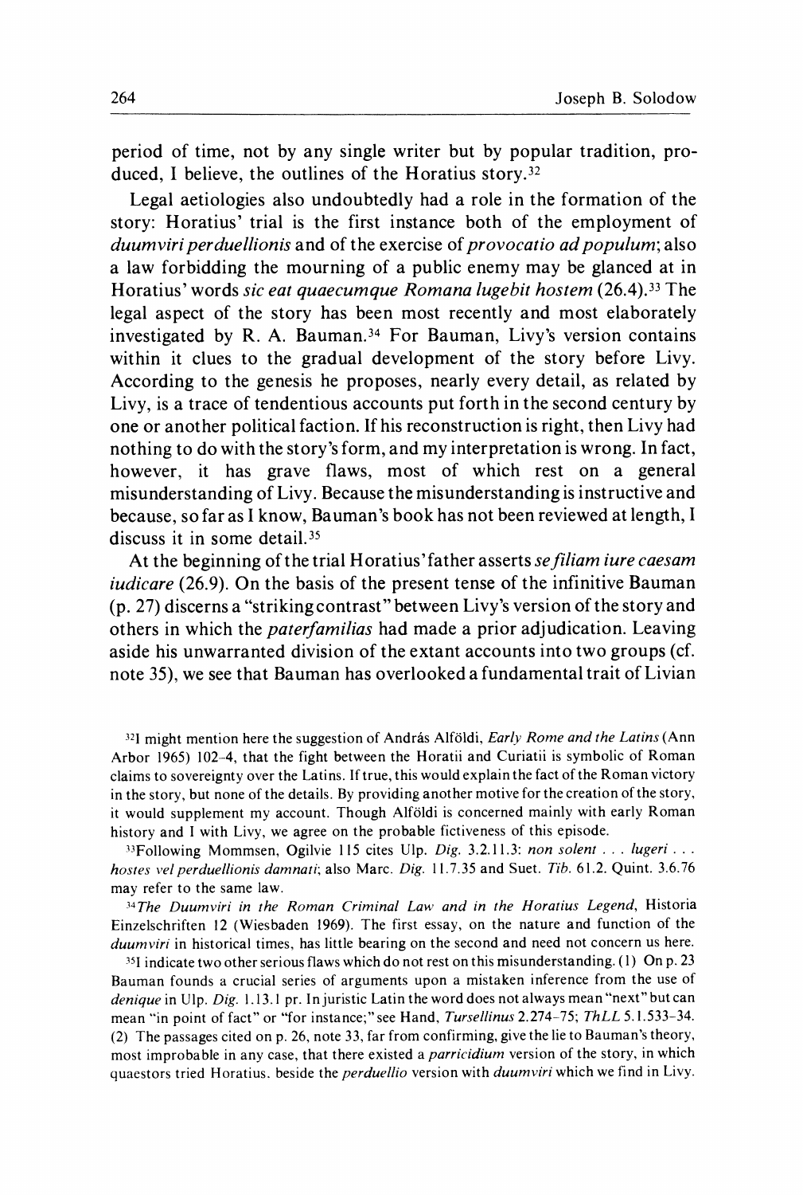period of time, not by any single writer but by popular tradition, produced, I believe, the outlines of the Horatius story.[32]

Legal aetiologies also undoubtedly had a role in the formation of the story: Horatius' trial is the first instance both of the employment of *duumviri perduellionis* and of the exercise of *provocatio ad populum*; also a law forbidding the mourning of a public enemy may be glanced at in Horatius' words *sic eat quaecumque Romana lugebit hostem* (26.4).[33] The legal aspect of the story has been most recently and most elaborately investigated by R. A. Bauman.[34] For Bauman, Livy's version contains within it clues to the gradual development of the story before Livy. According to the genesis he proposes, nearly every detail, as related by Livy, is a trace of tendentious accounts put forth in the second century by one or another political faction. If his reconstruction is right, then Livy had nothing to do with the story's form, and my interpretation is wrong. In fact, however, it has grave flaws, most of which rest on a general misunderstanding of Livy. Because the misunderstanding is instructive and because, so far as I know, Bauman's book has not been reviewed at length, I discuss it in some detail.[35]

At the beginning of the trial Horatius' father asserts *se filiam iure caesam iudicare* (26.9). On the basis of the present tense of the infinitive Bauman (p. 27) discerns a "striking contrast" between Livy's version of the story and others in which the *paterfamilias* had made a prior adjudication. Leaving aside his unwarranted division of the extant accounts into two groups (cf. note 35), we see that Bauman has overlooked a fundamental trait of Livian

[32] I might mention here the suggestion of András Alföldi, *Early Rome and the Latins* (Ann Arbor 1965) 102–4, that the fight between the Horatii and Curiatii is symbolic of Roman claims to sovereignty over the Latins. If true, this would explain the fact of the Roman victory in the story, but none of the details. By providing another motive for the creation of the story, it would supplement my account. Though Alföldi is concerned mainly with early Roman history and I with Livy, we agree on the probable fictiveness of this episode.

[33] Following Mommsen, Ogilvie 115 cites Ulp. *Dig.* 3.2.11.3: *non solent . . . lugeri . . . hostes vel perduellionis damnati*; also Marc. *Dig.* 11.7.35 and Suet. *Tib.* 61.2. Quint. 3.6.76 may refer to the same law.

[34] *The Duumviri in the Roman Criminal Law and in the Horatius Legend*, Historia Einzelschriften 12 (Wiesbaden 1969). The first essay, on the nature and function of the *duumviri* in historical times, has little bearing on the second and need not concern us here.

[35] I indicate two other serious flaws which do not rest on this misunderstanding. (1) On p. 23 Bauman founds a crucial series of arguments upon a mistaken inference from the use of *denique* in Ulp. *Dig.* 1.13.1 pr. In juristic Latin the word does not always mean "next" but can mean "in point of fact" or "for instance;" see Hand, *Tursellinus* 2.274–75; *ThLL* 5.1.533–34. (2) The passages cited on p. 26, note 33, far from confirming, give the lie to Bauman's theory, most improbable in any case, that there existed a *parricidium* version of the story, in which quaestors tried Horatius, beside the *perduellio* version with *duumviri* which we find in Livy.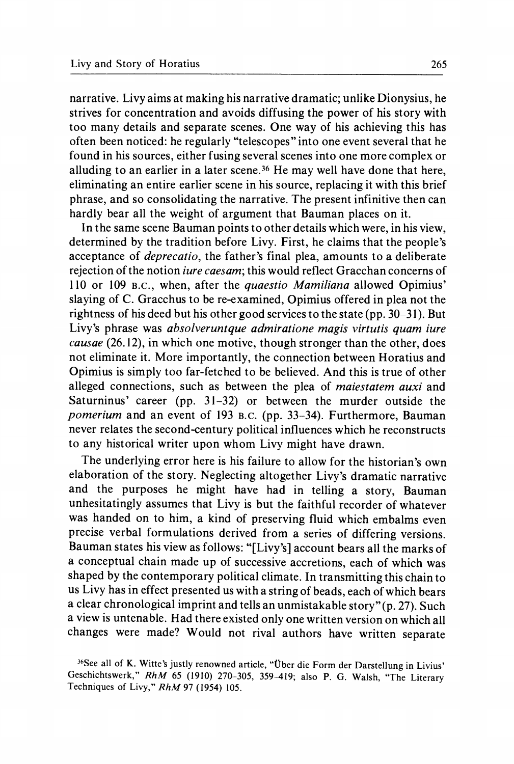narrative. Livy aims at making his narrative dramatic; unlike Dionysius, he strives for concentration and avoids diffusing the power of his story with too many details and separate scenes. One way of his achieving this has often been noticed: he regularly "telescopes" into one event several that he found in his sources, either fusing several scenes into one more complex or alluding to an earlier in a later scene.[36] He may well have done that here, eliminating an entire earlier scene in his source, replacing it with this brief phrase, and so consolidating the narrative. The present infinitive then can hardly bear all the weight of argument that Bauman places on it.

In the same scene Bauman points to other details which were, in his view, determined by the tradition before Livy. First, he claims that the people's acceptance of *deprecatio*, the father's final plea, amounts to a deliberate rejection of the notion *iure caesam*; this would reflect Gracchan concerns of 110 or 109 B.C., when, after the *quaestio Mamiliana* allowed Opimius' slaying of C. Gracchus to be re-examined, Opimius offered in plea not the rightness of his deed but his other good services to the state (pp. 30–31). But Livy's phrase was *absolveruntque admiratione magis virtutis quam iure causae* (26.12), in which one motive, though stronger than the other, does not eliminate it. More importantly, the connection between Horatius and Opimius is simply too far-fetched to be believed. And this is true of other alleged connections, such as between the plea of *maiestatem auxi* and Saturninus' career (pp. 31–32) or between the murder outside the *pomerium* and an event of 193 B.C. (pp. 33–34). Furthermore, Bauman never relates the second-century political influences which he reconstructs to any historical writer upon whom Livy might have drawn.

The underlying error here is his failure to allow for the historian's own elaboration of the story. Neglecting altogether Livy's dramatic narrative and the purposes he might have had in telling a story, Bauman unhesitatingly assumes that Livy is but the faithful recorder of whatever was handed on to him, a kind of preserving fluid which embalms even precise verbal formulations derived from a series of differing versions. Bauman states his view as follows: "[Livy's] account bears all the marks of a conceptual chain made up of successive accretions, each of which was shaped by the contemporary political climate. In transmitting this chain to us Livy has in effect presented us with a string of beads, each of which bears a clear chronological imprint and tells an unmistakable story" (p. 27). Such a view is untenable. Had there existed only one written version on which all changes were made? Would not rival authors have written separate

---

[36] See all of K. Witte's justly renowned article, "Über die Form der Darstellung in Livius' Geschichtswerk," *RhM* 65 (1910) 270–305, 359–419; also P. G. Walsh, "The Literary Techniques of Livy," *RhM* 97 (1954) 105.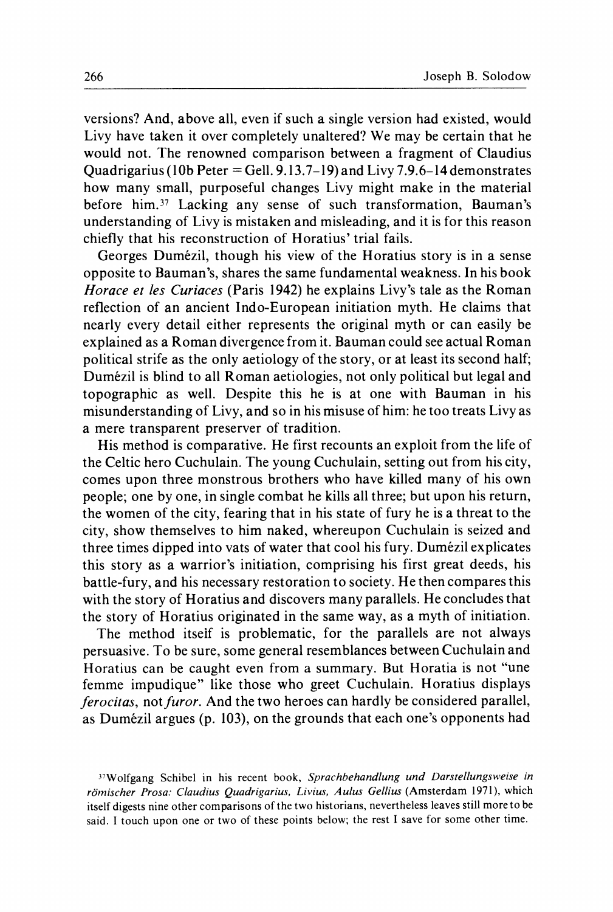versions? And, above all, even if such a single version had existed, would Livy have taken it over completely unaltered? We may be certain that he would not. The renowned comparison between a fragment of Claudius Quadrigarius (10b Peter = Gell. 9.13.7–19) and Livy 7.9.6–14 demonstrates how many small, purposeful changes Livy might make in the material before him.[37] Lacking any sense of such transformation, Bauman's understanding of Livy is mistaken and misleading, and it is for this reason chiefly that his reconstruction of Horatius' trial fails.

Georges Dumézil, though his view of the Horatius story is in a sense opposite to Bauman's, shares the same fundamental weakness. In his book *Horace et les Curiaces* (Paris 1942) he explains Livy's tale as the Roman reflection of an ancient Indo-European initiation myth. He claims that nearly every detail either represents the original myth or can easily be explained as a Roman divergence from it. Bauman could see actual Roman political strife as the only aetiology of the story, or at least its second half; Dumézil is blind to all Roman aetiologies, not only political but legal and topographic as well. Despite this he is at one with Bauman in his misunderstanding of Livy, and so in his misuse of him: he too treats Livy as a mere transparent preserver of tradition.

His method is comparative. He first recounts an exploit from the life of the Celtic hero Cuchulain. The young Cuchulain, setting out from his city, comes upon three monstrous brothers who have killed many of his own people; one by one, in single combat he kills all three; but upon his return, the women of the city, fearing that in his state of fury he is a threat to the city, show themselves to him naked, whereupon Cuchulain is seized and three times dipped into vats of water that cool his fury. Dumézil explicates this story as a warrior's initiation, comprising his first great deeds, his battle-fury, and his necessary restoration to society. He then compares this with the story of Horatius and discovers many parallels. He concludes that the story of Horatius originated in the same way, as a myth of initiation.

The method itself is problematic, for the parallels are not always persuasive. To be sure, some general resemblances between Cuchulain and Horatius can be caught even from a summary. But Horatia is not "une femme impudique" like those who greet Cuchulain. Horatius displays *ferocitas*, not *furor*. And the two heroes can hardly be considered parallel, as Dumézil argues (p. 103), on the grounds that each one's opponents had

[37] Wolfgang Schibel in his recent book, *Sprachbehandlung und Darstellungsweise in römischer Prosa: Claudius Quadrigarius, Livius, Aulus Gellius* (Amsterdam 1971), which itself digests nine other comparisons of the two historians, nevertheless leaves still more to be said. I touch upon one or two of these points below; the rest I save for some other time.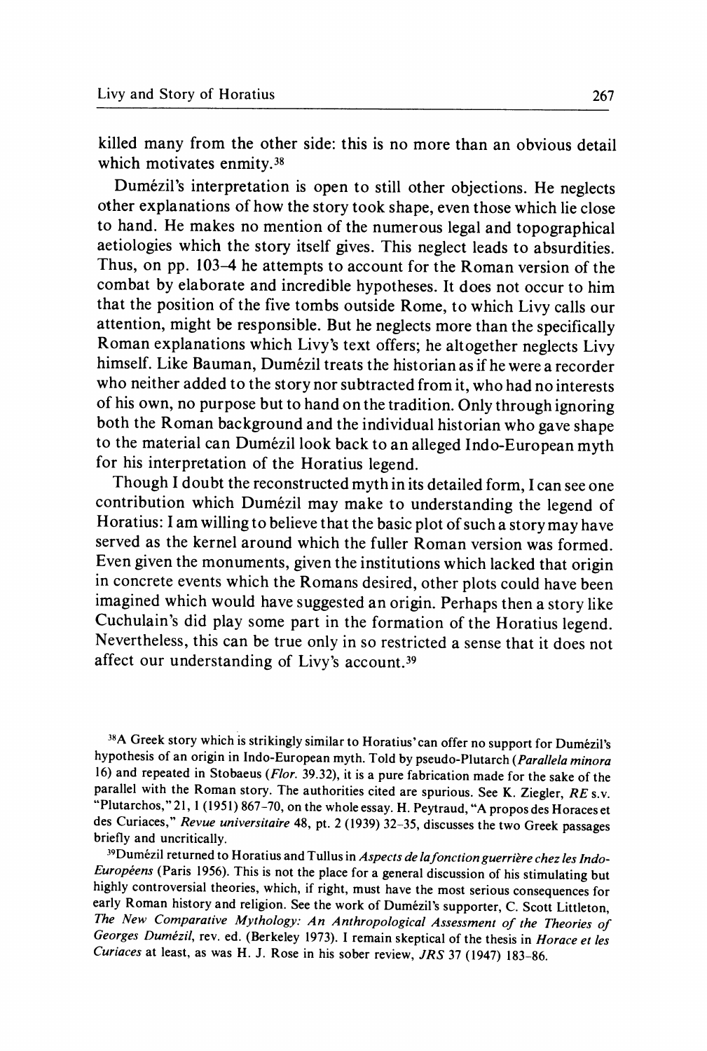killed many from the other side: this is no more than an obvious detail which motivates enmity.[38]

Dumézil's interpretation is open to still other objections. He neglects other explanations of how the story took shape, even those which lie close to hand. He makes no mention of the numerous legal and topographical aetiologies which the story itself gives. This neglect leads to absurdities. Thus, on pp. 103–4 he attempts to account for the Roman version of the combat by elaborate and incredible hypotheses. It does not occur to him that the position of the five tombs outside Rome, to which Livy calls our attention, might be responsible. But he neglects more than the specifically Roman explanations which Livy's text offers; he altogether neglects Livy himself. Like Bauman, Dumézil treats the historian as if he were a recorder who neither added to the story nor subtracted from it, who had no interests of his own, no purpose but to hand on the tradition. Only through ignoring both the Roman background and the individual historian who gave shape to the material can Dumézil look back to an alleged Indo-European myth for his interpretation of the Horatius legend.

Though I doubt the reconstructed myth in its detailed form, I can see one contribution which Dumézil may make to understanding the legend of Horatius: I am willing to believe that the basic plot of such a story may have served as the kernel around which the fuller Roman version was formed. Even given the monuments, given the institutions which lacked that origin in concrete events which the Romans desired, other plots could have been imagined which would have suggested an origin. Perhaps then a story like Cuchulain's did play some part in the formation of the Horatius legend. Nevertheless, this can be true only in so restricted a sense that it does not affect our understanding of Livy's account.[39]

[38] A Greek story which is strikingly similar to Horatius' can offer no support for Dumézil's hypothesis of an origin in Indo-European myth. Told by pseudo-Plutarch (*Parallela minora* 16) and repeated in Stobaeus (*Flor.* 39.32), it is a pure fabrication made for the sake of the parallel with the Roman story. The authorities cited are spurious. See K. Ziegler, *RE* s.v. "Plutarchos," 21, 1 (1951) 867–70, on the whole essay. H. Peytraud, "A propos des Horaces et des Curiaces," *Revue universitaire* 48, pt. 2 (1939) 32–35, discusses the two Greek passages briefly and uncritically.

[39] Dumézil returned to Horatius and Tullus in *Aspects de la fonction guerrière chez les Indo-Européens* (Paris 1956). This is not the place for a general discussion of his stimulating but highly controversial theories, which, if right, must have the most serious consequences for early Roman history and religion. See the work of Dumézil's supporter, C. Scott Littleton, *The New Comparative Mythology: An Anthropological Assessment of the Theories of Georges Dumézil*, rev. ed. (Berkeley 1973). I remain skeptical of the thesis in *Horace et les Curiaces* at least, as was H. J. Rose in his sober review, *JRS* 37 (1947) 183–86.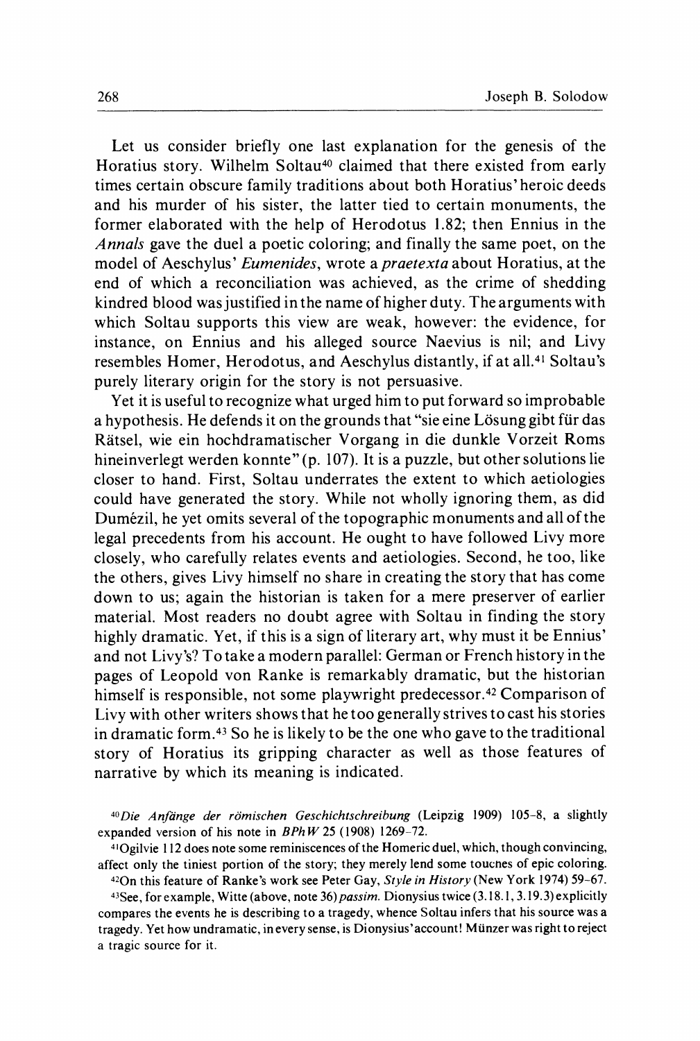Let us consider briefly one last explanation for the genesis of the Horatius story. Wilhelm Soltau[40] claimed that there existed from early times certain obscure family traditions about both Horatius' heroic deeds and his murder of his sister, the latter tied to certain monuments, the former elaborated with the help of Herodotus 1.82; then Ennius in the *Annals* gave the duel a poetic coloring; and finally the same poet, on the model of Aeschylus' *Eumenides*, wrote a *praetexta* about Horatius, at the end of which a reconciliation was achieved, as the crime of shedding kindred blood was justified in the name of higher duty. The arguments with which Soltau supports this view are weak, however: the evidence, for instance, on Ennius and his alleged source Naevius is nil; and Livy resembles Homer, Herodotus, and Aeschylus distantly, if at all.[41] Soltau's purely literary origin for the story is not persuasive.

Yet it is useful to recognize what urged him to put forward so improbable a hypothesis. He defends it on the grounds that "sie eine Lösung gibt für das Rätsel, wie ein hochdramatischer Vorgang in die dunkle Vorzeit Roms hineinverlegt werden konnte" (p. 107). It is a puzzle, but other solutions lie closer to hand. First, Soltau underrates the extent to which aetiologies could have generated the story. While not wholly ignoring them, as did Dumézil, he yet omits several of the topographic monuments and all of the legal precedents from his account. He ought to have followed Livy more closely, who carefully relates events and aetiologies. Second, he too, like the others, gives Livy himself no share in creating the story that has come down to us; again the historian is taken for a mere preserver of earlier material. Most readers no doubt agree with Soltau in finding the story highly dramatic. Yet, if this is a sign of literary art, why must it be Ennius' and not Livy's? To take a modern parallel: German or French history in the pages of Leopold von Ranke is remarkably dramatic, but the historian himself is responsible, not some playwright predecessor.[42] Comparison of Livy with other writers shows that he too generally strives to cast his stories in dramatic form.[43] So he is likely to be the one who gave to the traditional story of Horatius its gripping character as well as those features of narrative by which its meaning is indicated.

[40] *Die Anfänge der römischen Geschichtschreibung* (Leipzig 1909) 105–8, a slightly expanded version of his note in *BPhW* 25 (1908) 1269–72.

[41] Ogilvie 112 does note some reminiscences of the Homeric duel, which, though convincing, affect only the tiniest portion of the story; they merely lend some touches of epic coloring.

[42] On this feature of Ranke's work see Peter Gay, *Style in History* (New York 1974) 59–67.

[43] See, for example, Witte (above, note 36) *passim*. Dionysius twice (3.18.1, 3.19.3) explicitly compares the events he is describing to a tragedy, whence Soltau infers that his source was a tragedy. Yet how undramatic, in every sense, is Dionysius' account! Münzer was right to reject a tragic source for it.